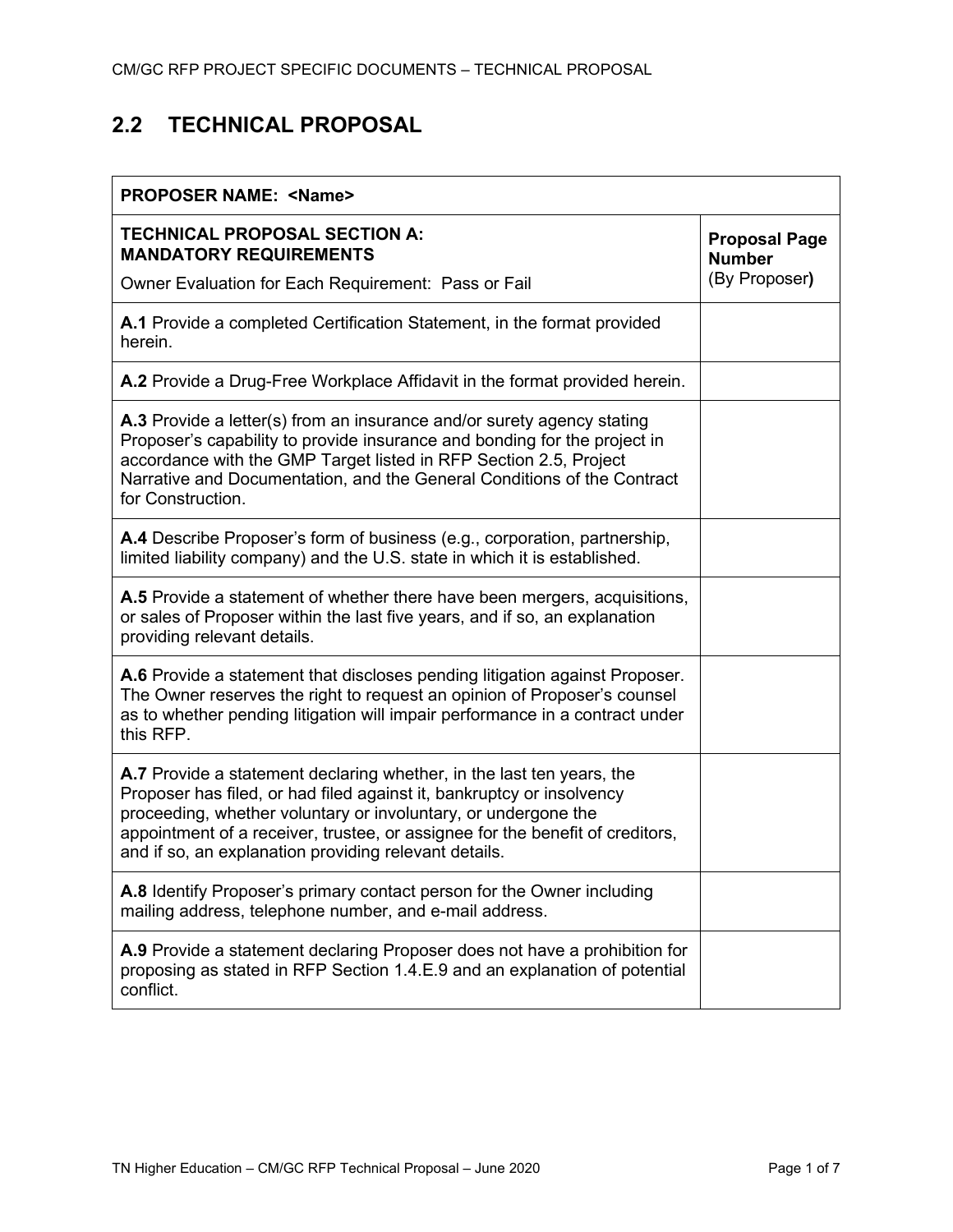## 2.2 TECHNICAL PROPOSAL

| **PROPOSER NAME: <Name>** | |
|---|---|
| **TECHNICAL PROPOSAL SECTION A: MANDATORY REQUIREMENTS**<br>Owner Evaluation for Each Requirement: Pass or Fail | **Proposal Page Number** (By Proposer**)** |
| **A.1** Provide a completed Certification Statement, in the format provided herein. | |
| **A.2** Provide a Drug-Free Workplace Affidavit in the format provided herein. | |
| **A.3** Provide a letter(s) from an insurance and/or surety agency stating Proposer's capability to provide insurance and bonding for the project in accordance with the GMP Target listed in RFP Section 2.5, Project Narrative and Documentation, and the General Conditions of the Contract for Construction. | |
| **A.4** Describe Proposer's form of business (e.g., corporation, partnership, limited liability company) and the U.S. state in which it is established. | |
| **A.5** Provide a statement of whether there have been mergers, acquisitions, or sales of Proposer within the last five years, and if so, an explanation providing relevant details. | |
| **A.6** Provide a statement that discloses pending litigation against Proposer. The Owner reserves the right to request an opinion of Proposer's counsel as to whether pending litigation will impair performance in a contract under this RFP. | |
| **A.7** Provide a statement declaring whether, in the last ten years, the Proposer has filed, or had filed against it, bankruptcy or insolvency proceeding, whether voluntary or involuntary, or undergone the appointment of a receiver, trustee, or assignee for the benefit of creditors, and if so, an explanation providing relevant details. | |
| **A.8** Identify Proposer's primary contact person for the Owner including mailing address, telephone number, and e-mail address. | |
| **A.9** Provide a statement declaring Proposer does not have a prohibition for proposing as stated in RFP Section 1.4.E.9 and an explanation of potential conflict. | |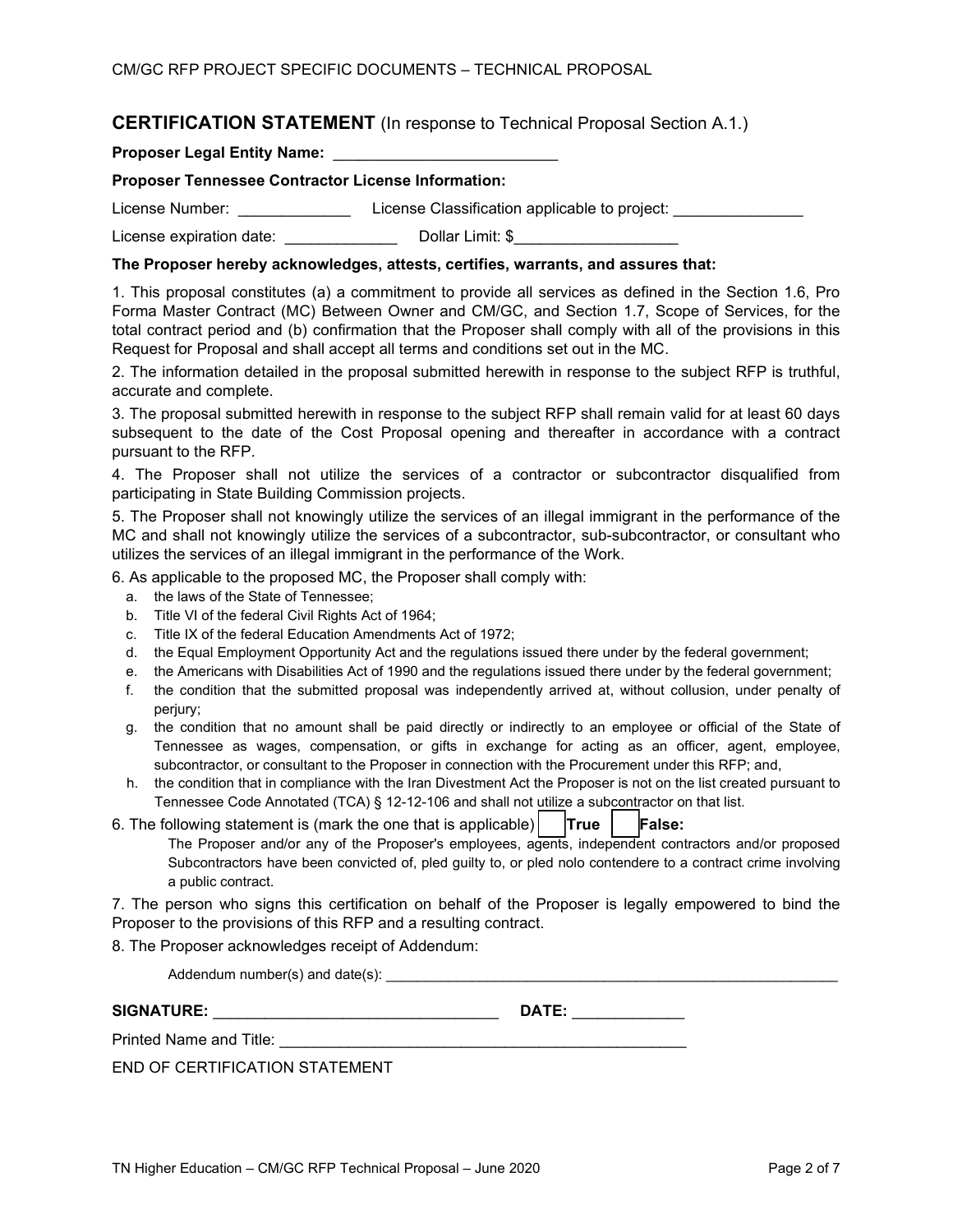CM/GC RFP PROJECT SPECIFIC DOCUMENTS – TECHNICAL PROPOSAL

## CERTIFICATION STATEMENT (In response to Technical Proposal Section A.1.)

**Proposer Legal Entity Name:** ___________________________

**Proposer Tennessee Contractor License Information:**

License Number: _____________ License Classification applicable to project: _______________

License expiration date: _____________ Dollar Limit: $___________________

**The Proposer hereby acknowledges, attests, certifies, warrants, and assures that:**

1. This proposal constitutes (a) a commitment to provide all services as defined in the Section 1.6, Pro Forma Master Contract (MC) Between Owner and CM/GC, and Section 1.7, Scope of Services, for the total contract period and (b) confirmation that the Proposer shall comply with all of the provisions in this Request for Proposal and shall accept all terms and conditions set out in the MC.

2. The information detailed in the proposal submitted herewith in response to the subject RFP is truthful, accurate and complete.

3. The proposal submitted herewith in response to the subject RFP shall remain valid for at least 60 days subsequent to the date of the Cost Proposal opening and thereafter in accordance with a contract pursuant to the RFP.

4. The Proposer shall not utilize the services of a contractor or subcontractor disqualified from participating in State Building Commission projects.

5. The Proposer shall not knowingly utilize the services of an illegal immigrant in the performance of the MC and shall not knowingly utilize the services of a subcontractor, sub-subcontractor, or consultant who utilizes the services of an illegal immigrant in the performance of the Work.

6. As applicable to the proposed MC, the Proposer shall comply with:

   a. the laws of the State of Tennessee;
   b. Title VI of the federal Civil Rights Act of 1964;
   c. Title IX of the federal Education Amendments Act of 1972;
   d. the Equal Employment Opportunity Act and the regulations issued there under by the federal government;
   e. the Americans with Disabilities Act of 1990 and the regulations issued there under by the federal government;
   f. the condition that the submitted proposal was independently arrived at, without collusion, under penalty of perjury;
   g. the condition that no amount shall be paid directly or indirectly to an employee or official of the State of Tennessee as wages, compensation, or gifts in exchange for acting as an officer, agent, employee, subcontractor, or consultant to the Proposer in connection with the Procurement under this RFP; and,
   h. the condition that in compliance with the Iran Divestment Act the Proposer is not on the list created pursuant to Tennessee Code Annotated (TCA) § 12-12-106 and shall not utilize a subcontractor on that list.

6. The following statement is (mark the one that is applicable) ☐ **True** ☐ **False:**

   The Proposer and/or any of the Proposer's employees, agents, independent contractors and/or proposed Subcontractors have been convicted of, pled guilty to, or pled nolo contendere to a contract crime involving a public contract.

7. The person who signs this certification on behalf of the Proposer is legally empowered to bind the Proposer to the provisions of this RFP and a resulting contract.

8. The Proposer acknowledges receipt of Addendum:

   Addendum number(s) and date(s): ____________________________________________________________

**SIGNATURE:** __________________________________ **DATE:** _____________

Printed Name and Title: __________________________________________________

END OF CERTIFICATION STATEMENT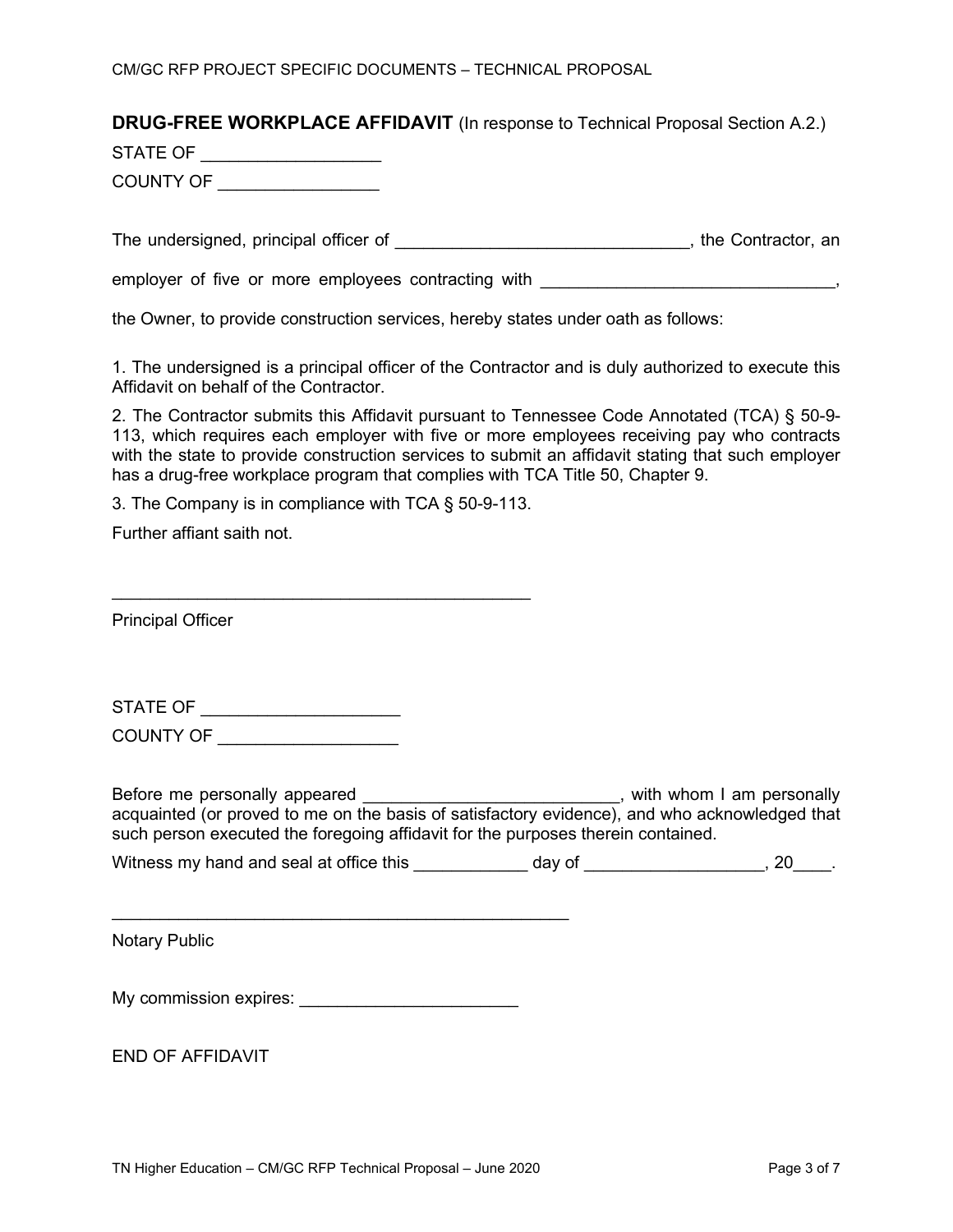**DRUG-FREE WORKPLACE AFFIDAVIT** (In response to Technical Proposal Section A.2.)

STATE OF __________________

COUNTY OF ________________

The undersigned, principal officer of ______________________________, the Contractor, an employer of five or more employees contracting with ______________________________, the Owner, to provide construction services, hereby states under oath as follows:

1. The undersigned is a principal officer of the Contractor and is duly authorized to execute this Affidavit on behalf of the Contractor.
2. The Contractor submits this Affidavit pursuant to Tennessee Code Annotated (TCA) § 50-9-113, which requires each employer with five or more employees receiving pay who contracts with the state to provide construction services to submit an affidavit stating that such employer has a drug-free workplace program that complies with TCA Title 50, Chapter 9.
3. The Company is in compliance with TCA § 50-9-113.

Further affiant saith not.

____________________________________________

Principal Officer

STATE OF ____________________

COUNTY OF __________________

Before me personally appeared __________________________, with whom I am personally acquainted (or proved to me on the basis of satisfactory evidence), and who acknowledged that such person executed the foregoing affidavit for the purposes therein contained.

Witness my hand and seal at office this ____________ day of __________________, 20____.

________________________________________________

Notary Public

My commission expires: _______________________

END OF AFFIDAVIT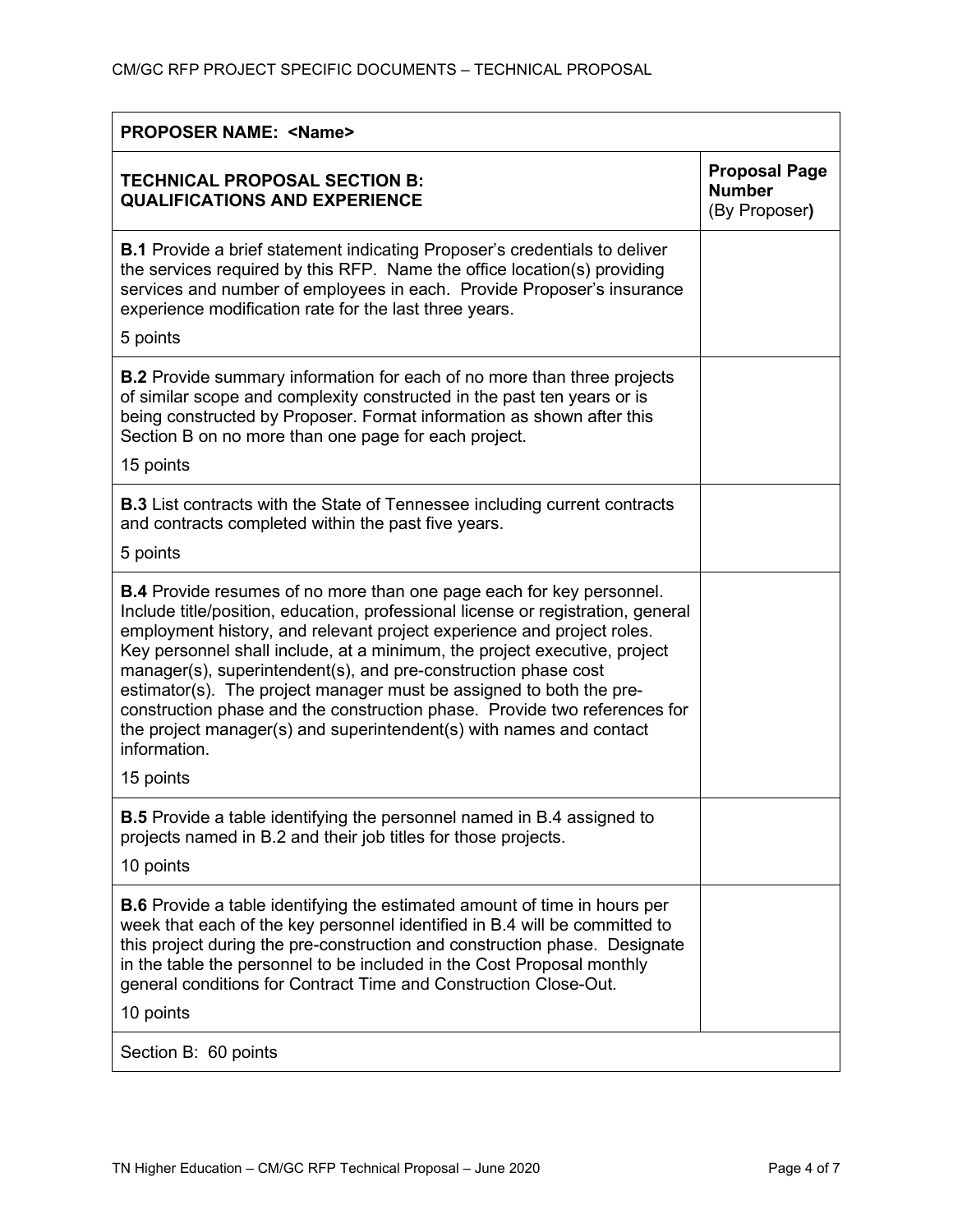| PROPOSER NAME: <Name> | |
|---|---|
| **TECHNICAL PROPOSAL SECTION B: QUALIFICATIONS AND EXPERIENCE** | **Proposal Page Number** (By Proposer**)** |
| **B.1** Provide a brief statement indicating Proposer's credentials to deliver the services required by this RFP. Name the office location(s) providing services and number of employees in each. Provide Proposer's insurance experience modification rate for the last three years.<br><br>5 points | |
| **B.2** Provide summary information for each of no more than three projects of similar scope and complexity constructed in the past ten years or is being constructed by Proposer. Format information as shown after this Section B on no more than one page for each project.<br><br>15 points | |
| **B.3** List contracts with the State of Tennessee including current contracts and contracts completed within the past five years.<br><br>5 points | |
| **B.4** Provide resumes of no more than one page each for key personnel. Include title/position, education, professional license or registration, general employment history, and relevant project experience and project roles. Key personnel shall include, at a minimum, the project executive, project manager(s), superintendent(s), and pre-construction phase cost estimator(s). The project manager must be assigned to both the pre-construction phase and the construction phase. Provide two references for the project manager(s) and superintendent(s) with names and contact information.<br><br>15 points | |
| **B.5** Provide a table identifying the personnel named in B.4 assigned to projects named in B.2 and their job titles for those projects.<br><br>10 points | |
| **B.6** Provide a table identifying the estimated amount of time in hours per week that each of the key personnel identified in B.4 will be committed to this project during the pre-construction and construction phase. Designate in the table the personnel to be included in the Cost Proposal monthly general conditions for Contract Time and Construction Close-Out.<br><br>10 points | |
| Section B: 60 points | |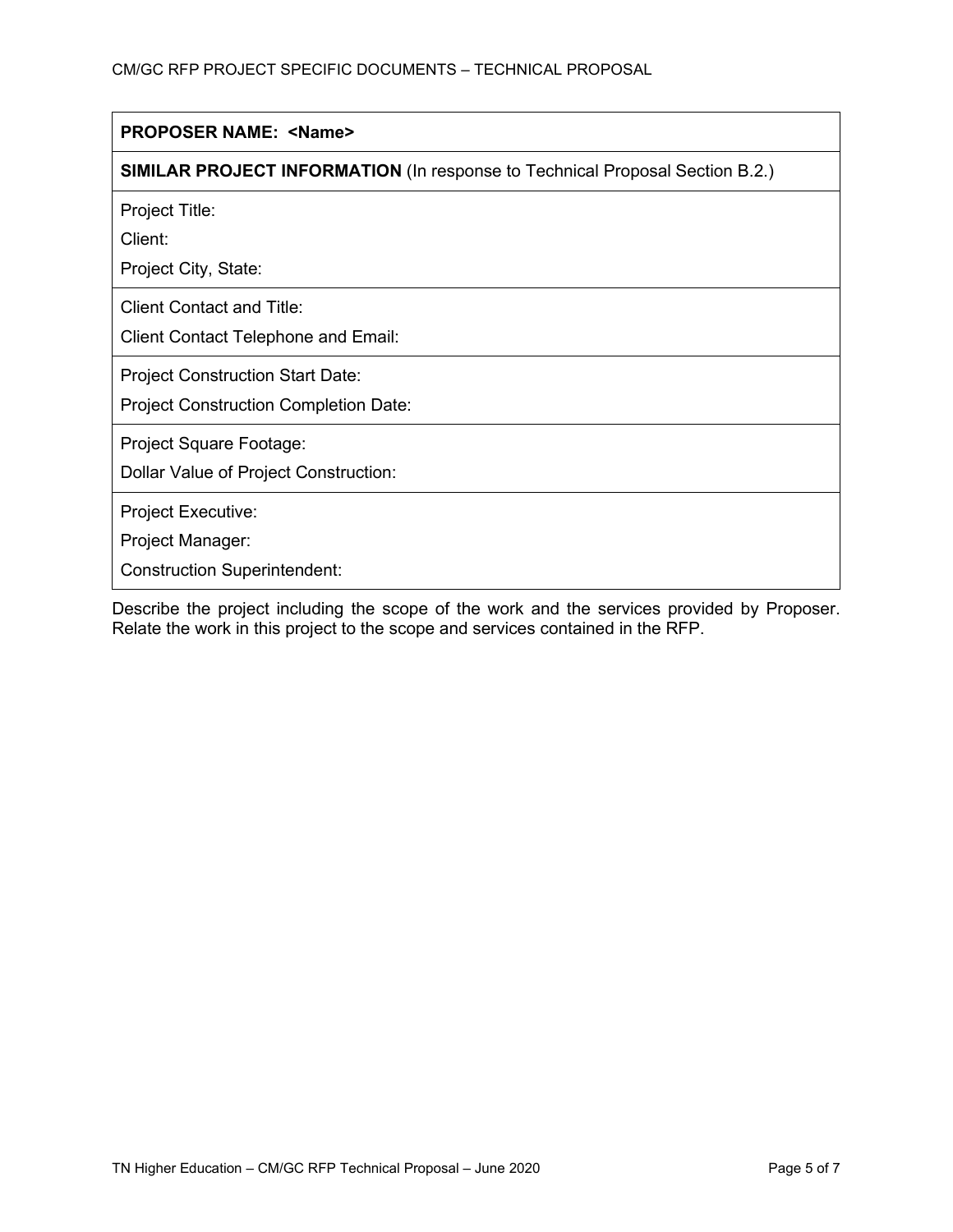| **PROPOSER NAME: <Name>** |
|---|
| **SIMILAR PROJECT INFORMATION** (In response to Technical Proposal Section B.2.) |
| Project Title:<br>Client:<br>Project City, State: |
| Client Contact and Title:<br>Client Contact Telephone and Email: |
| Project Construction Start Date:<br>Project Construction Completion Date: |
| Project Square Footage:<br>Dollar Value of Project Construction: |
| Project Executive:<br>Project Manager:<br>Construction Superintendent: |

Describe the project including the scope of the work and the services provided by Proposer. Relate the work in this project to the scope and services contained in the RFP.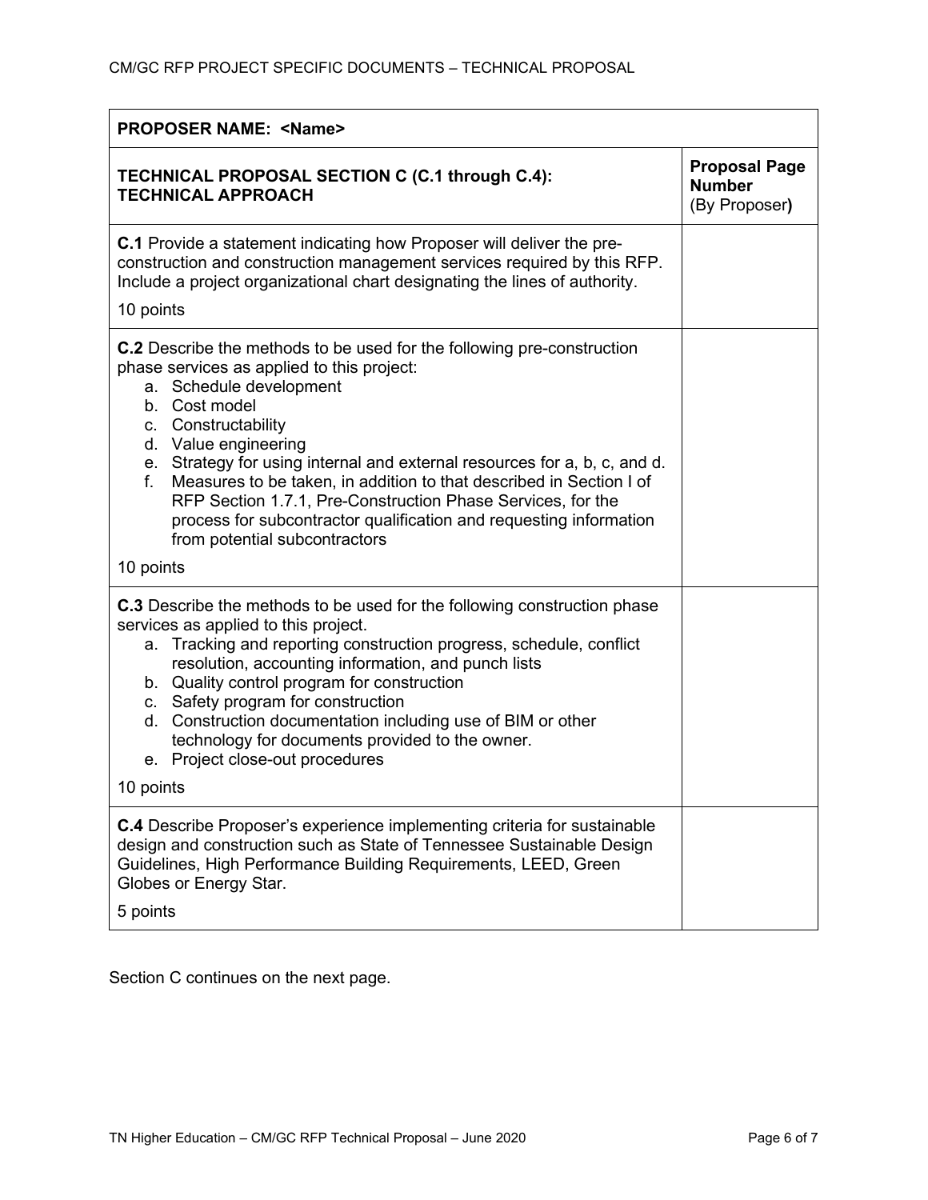| PROPOSER NAME: <Name> | |
|---|---|
| **TECHNICAL PROPOSAL SECTION C (C.1 through C.4): TECHNICAL APPROACH** | **Proposal Page Number** (By Proposer**)** |
| **C.1** Provide a statement indicating how Proposer will deliver the pre-construction and construction management services required by this RFP. Include a project organizational chart designating the lines of authority.<br><br>10 points | |
| **C.2** Describe the methods to be used for the following pre-construction phase services as applied to this project:<br>a. Schedule development<br>b. Cost model<br>c. Constructability<br>d. Value engineering<br>e. Strategy for using internal and external resources for a, b, c, and d.<br>f. Measures to be taken, in addition to that described in Section I of RFP Section 1.7.1, Pre-Construction Phase Services, for the process for subcontractor qualification and requesting information from potential subcontractors<br><br>10 points | |
| **C.3** Describe the methods to be used for the following construction phase services as applied to this project.<br>a. Tracking and reporting construction progress, schedule, conflict resolution, accounting information, and punch lists<br>b. Quality control program for construction<br>c. Safety program for construction<br>d. Construction documentation including use of BIM or other technology for documents provided to the owner.<br>e. Project close-out procedures<br><br>10 points | |
| **C.4** Describe Proposer's experience implementing criteria for sustainable design and construction such as State of Tennessee Sustainable Design Guidelines, High Performance Building Requirements, LEED, Green Globes or Energy Star.<br><br>5 points | |

Section C continues on the next page.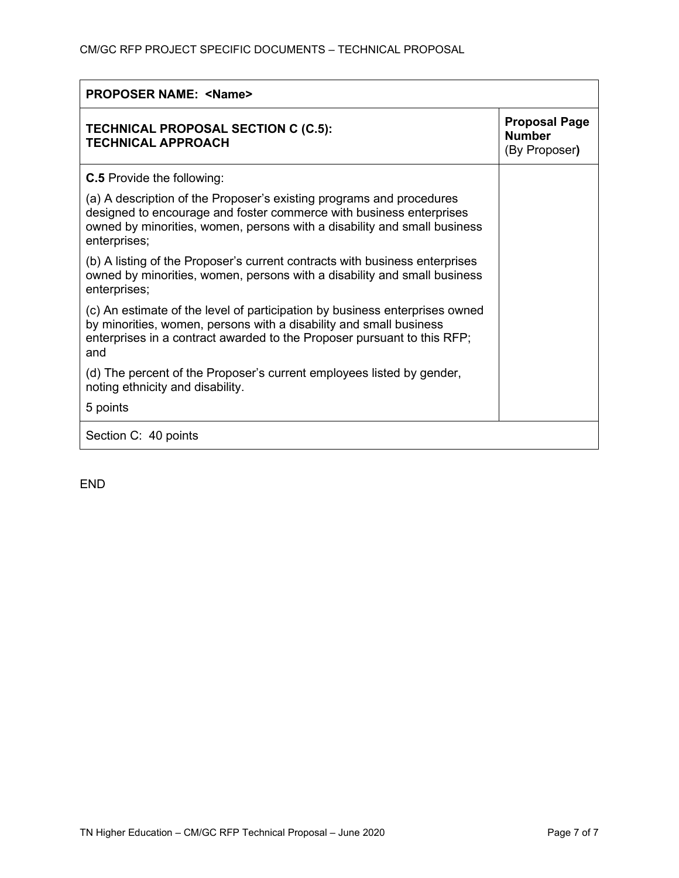| PROPOSER NAME: <Name> | |
|---|---|
| **TECHNICAL PROPOSAL SECTION C (C.5): TECHNICAL APPROACH** | **Proposal Page Number** (By Proposer**)** |
| **C.5** Provide the following:<br><br>(a) A description of the Proposer's existing programs and procedures designed to encourage and foster commerce with business enterprises owned by minorities, women, persons with a disability and small business enterprises;<br><br>(b) A listing of the Proposer's current contracts with business enterprises owned by minorities, women, persons with a disability and small business enterprises;<br><br>(c) An estimate of the level of participation by business enterprises owned by minorities, women, persons with a disability and small business enterprises in a contract awarded to the Proposer pursuant to this RFP; and<br><br>(d) The percent of the Proposer's current employees listed by gender, noting ethnicity and disability.<br><br>5 points | |
| Section C: 40 points | |

END